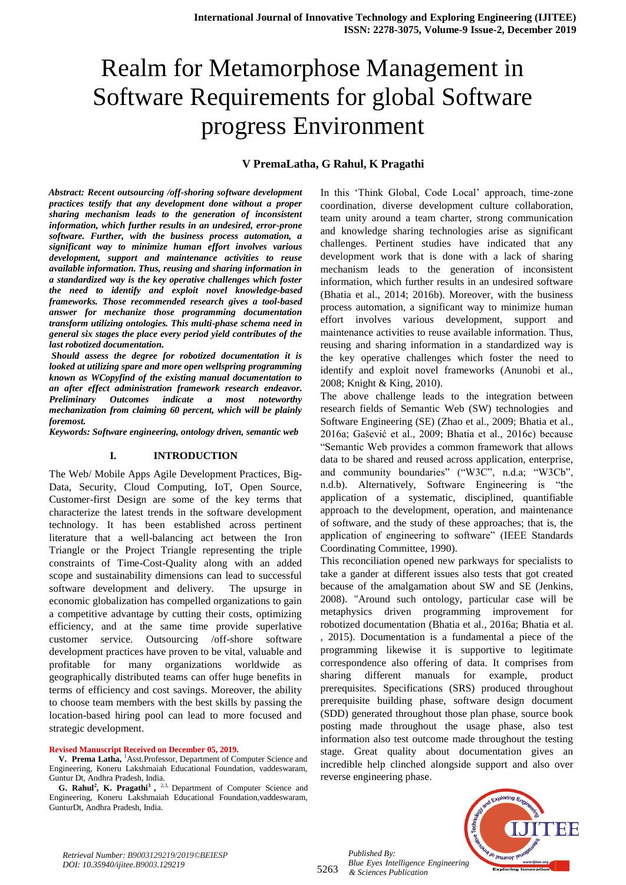# Realm for Metamorphose Management in Software Requirements for global Software progress Environment

**V PremaLatha, G Rahul, K Pragathi**

***Abstract: Recent outsourcing /off-shoring software development practices testify that any development done without a proper sharing mechanism leads to the generation of inconsistent information, which further results in an undesired, error-prone software. Further, with the business process automation, a significant way to minimize human effort involves various development, support and maintenance activities to reuse available information. Thus, reusing and sharing information in a standardized way is the key operative challenges which foster the need to identify and exploit novel knowledge-based frameworks. Those recommended research gives a tool-based answer for mechanize those programming documentation transform utilizing ontologies. This multi-phase schema need in general six stages the place every period yield contributes of the last robotized documentation.***

***Should assess the degree for robotized documentation it is looked at utilizing spare and more open wellspring programming known as WCopyfind of the existing manual documentation to an after effect administration framework research endeavor. Preliminary Outcomes indicate a most noteworthy mechanization from claiming 60 percent, which will be plainly foremost.***

***Keywords: Software engineering, ontology driven, semantic web***

## I. INTRODUCTION

The Web/ Mobile Apps Agile Development Practices, Big-Data, Security, Cloud Computing, IoT, Open Source, Customer-first Design are some of the key terms that characterize the latest trends in the software development technology. It has been established across pertinent literature that a well-balancing act between the Iron Triangle or the Project Triangle representing the triple constraints of Time-Cost-Quality along with an added scope and sustainability dimensions can lead to successful software development and delivery. The upsurge in economic globalization has compelled organizations to gain a competitive advantage by cutting their costs, optimizing efficiency, and at the same time provide superlative customer service. Outsourcing /off-shore software development practices have proven to be vital, valuable and profitable for many organizations worldwide as geographically distributed teams can offer huge benefits in terms of efficiency and cost savings. Moreover, the ability to choose team members with the best skills by passing the location-based hiring pool can lead to more focused and strategic development.

**Revised Manuscript Received on December 05, 2019.**

**V. Prema Latha,** [1]Asst.Professor, Department of Computer Science and Engineering, Koneru Lakshmaiah Educational Foundation, vaddeswaram, Guntur Dt, Andhra Pradesh, India.

**G. Rahul[2], K. Pragathi[3] ,** [2,3] Department of Computer Science and Engineering, Koneru Lakshmaiah Educational Foundation,vaddeswaram, GunturDt, Andhra Pradesh, India.

In this 'Think Global, Code Local' approach, time-zone coordination, diverse development culture collaboration, team unity around a team charter, strong communication and knowledge sharing technologies arise as significant challenges. Pertinent studies have indicated that any development work that is done with a lack of sharing mechanism leads to the generation of inconsistent information, which further results in an undesired software (Bhatia et al., 2014; 2016b). Moreover, with the business process automation, a significant way to minimize human effort involves various development, support and maintenance activities to reuse available information. Thus, reusing and sharing information in a standardized way is the key operative challenges which foster the need to identify and exploit novel frameworks (Anunobi et al., 2008; Knight & King, 2010).

The above challenge leads to the integration between research fields of Semantic Web (SW) technologies and Software Engineering (SE) (Zhao et al., 2009; Bhatia et al., 2016a; Gašević et al., 2009; Bhatia et al., 2016c) because "Semantic Web provides a common framework that allows data to be shared and reused across application, enterprise, and community boundaries" ("W3C", n.d.a; "W3Cb", n.d.b). Alternatively, Software Engineering is "the application of a systematic, disciplined, quantifiable approach to the development, operation, and maintenance of software, and the study of these approaches; that is, the application of engineering to software" (IEEE Standards Coordinating Committee, 1990).

This reconciliation opened new parkways for specialists to take a gander at different issues also tests that got created because of the amalgamation about SW and SE (Jenkins, 2008). "Around such ontology, particular case will be metaphysics driven programming improvement for robotized documentation (Bhatia et al., 2016a; Bhatia et al. , 2015). Documentation is a fundamental a piece of the programming likewise it is supportive to legitimate correspondence also offering of data. It comprises from sharing different manuals for example, product prerequisites. Specifications (SRS) produced throughout prerequisite building phase, software design document (SDD) generated throughout those plan phase, source book posting made throughout the usage phase, also test information also test outcome made throughout the testing stage. Great quality about documentation gives an incredible help clinched alongside support and also over reverse engineering phase.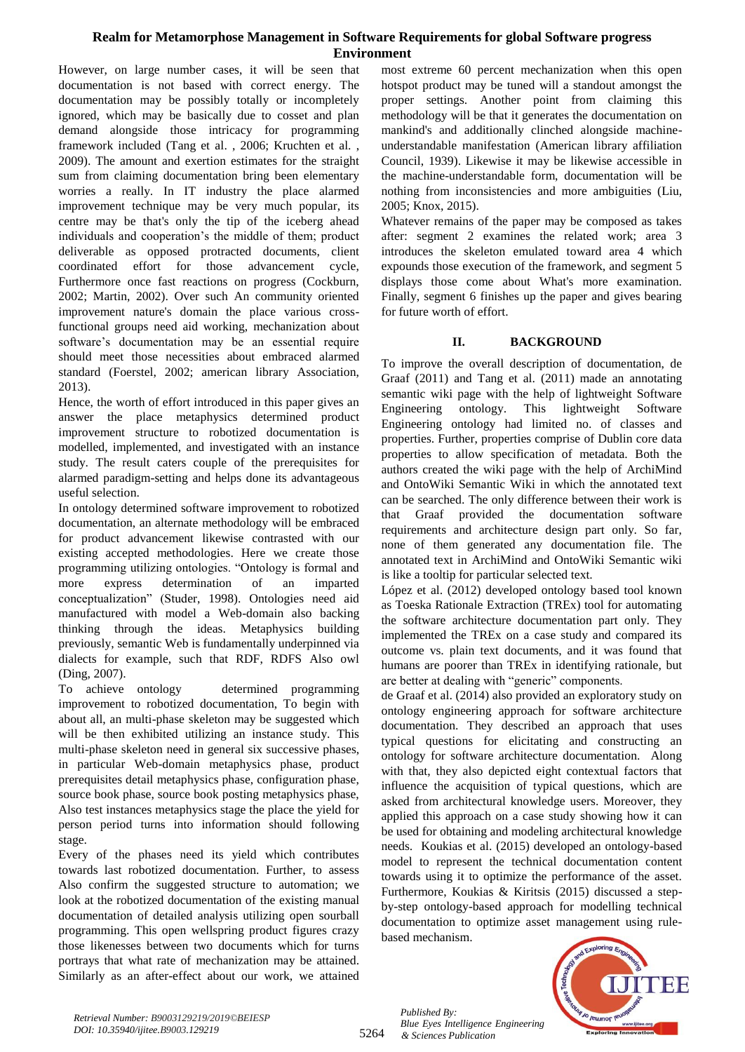However, on large number cases, it will be seen that documentation is not based with correct energy. The documentation may be possibly totally or incompletely ignored, which may be basically due to cosset and plan demand alongside those intricacy for programming framework included (Tang et al. , 2006; Kruchten et al. , 2009). The amount and exertion estimates for the straight sum from claiming documentation bring been elementary worries a really. In IT industry the place alarmed improvement technique may be very much popular, its centre may be that's only the tip of the iceberg ahead individuals and cooperation's the middle of them; product deliverable as opposed protracted documents, client coordinated effort for those advancement cycle, Furthermore once fast reactions on progress (Cockburn, 2002; Martin, 2002). Over such An community oriented improvement nature's domain the place various cross-functional groups need aid working, mechanization about software's documentation may be an essential require should meet those necessities about embraced alarmed standard (Foerstel, 2002; american library Association, 2013).

Hence, the worth of effort introduced in this paper gives an answer the place metaphysics determined product improvement structure to robotized documentation is modelled, implemented, and investigated with an instance study. The result caters couple of the prerequisites for alarmed paradigm-setting and helps done its advantageous useful selection.

In ontology determined software improvement to robotized documentation, an alternate methodology will be embraced for product advancement likewise contrasted with our existing accepted methodologies. Here we create those programming utilizing ontologies. "Ontology is formal and more express determination of an imparted conceptualization" (Studer, 1998). Ontologies need aid manufactured with model a Web-domain also backing thinking through the ideas. Metaphysics building previously, semantic Web is fundamentally underpinned via dialects for example, such that RDF, RDFS Also owl (Ding, 2007).

To achieve ontology determined programming improvement to robotized documentation, To begin with about all, an multi-phase skeleton may be suggested which will be then exhibited utilizing an instance study. This multi-phase skeleton need in general six successive phases, in particular Web-domain metaphysics phase, product prerequisites detail metaphysics phase, configuration phase, source book phase, source book posting metaphysics phase, Also test instances metaphysics stage the place the yield for person period turns into information should following stage.

Every of the phases need its yield which contributes towards last robotized documentation. Further, to assess Also confirm the suggested structure to automation; we look at the robotized documentation of the existing manual documentation of detailed analysis utilizing open sourball programming. This open wellspring product figures crazy those likenesses between two documents which for turns portrays that what rate of mechanization may be attained. Similarly as an after-effect about our work, we attained most extreme 60 percent mechanization when this open hotspot product may be tuned will a standout amongst the proper settings. Another point from claiming this methodology will be that it generates the documentation on mankind's and additionally clinched alongside machine-understandable manifestation (American library affiliation Council, 1939). Likewise it may be likewise accessible in the machine-understandable form, documentation will be nothing from inconsistencies and more ambiguities (Liu, 2005; Knox, 2015).

Whatever remains of the paper may be composed as takes after: segment 2 examines the related work; area 3 introduces the skeleton emulated toward area 4 which expounds those execution of the framework, and segment 5 displays those come about What's more examination. Finally, segment 6 finishes up the paper and gives bearing for future worth of effort.

## II. BACKGROUND

To improve the overall description of documentation, de Graaf (2011) and Tang et al. (2011) made an annotating semantic wiki page with the help of lightweight Software Engineering ontology. This lightweight Software Engineering ontology had limited no. of classes and properties. Further, properties comprise of Dublin core data properties to allow specification of metadata. Both the authors created the wiki page with the help of ArchiMind and OntoWiki Semantic Wiki in which the annotated text can be searched. The only difference between their work is that Graaf provided the documentation software requirements and architecture design part only. So far, none of them generated any documentation file. The annotated text in ArchiMind and OntoWiki Semantic wiki is like a tooltip for particular selected text.

López et al. (2012) developed ontology based tool known as Toeska Rationale Extraction (TREx) tool for automating the software architecture documentation part only. They implemented the TREx on a case study and compared its outcome vs. plain text documents, and it was found that humans are poorer than TREx in identifying rationale, but are better at dealing with "generic" components.

de Graaf et al. (2014) also provided an exploratory study on ontology engineering approach for software architecture documentation. They described an approach that uses typical questions for elicitating and constructing an ontology for software architecture documentation. Along with that, they also depicted eight contextual factors that influence the acquisition of typical questions, which are asked from architectural knowledge users. Moreover, they applied this approach on a case study showing how it can be used for obtaining and modeling architectural knowledge needs. Koukias et al. (2015) developed an ontology-based model to represent the technical documentation content towards using it to optimize the performance of the asset. Furthermore, Koukias & Kiritsis (2015) discussed a step-by-step ontology-based approach for modelling technical documentation to optimize asset management using rule-based mechanism.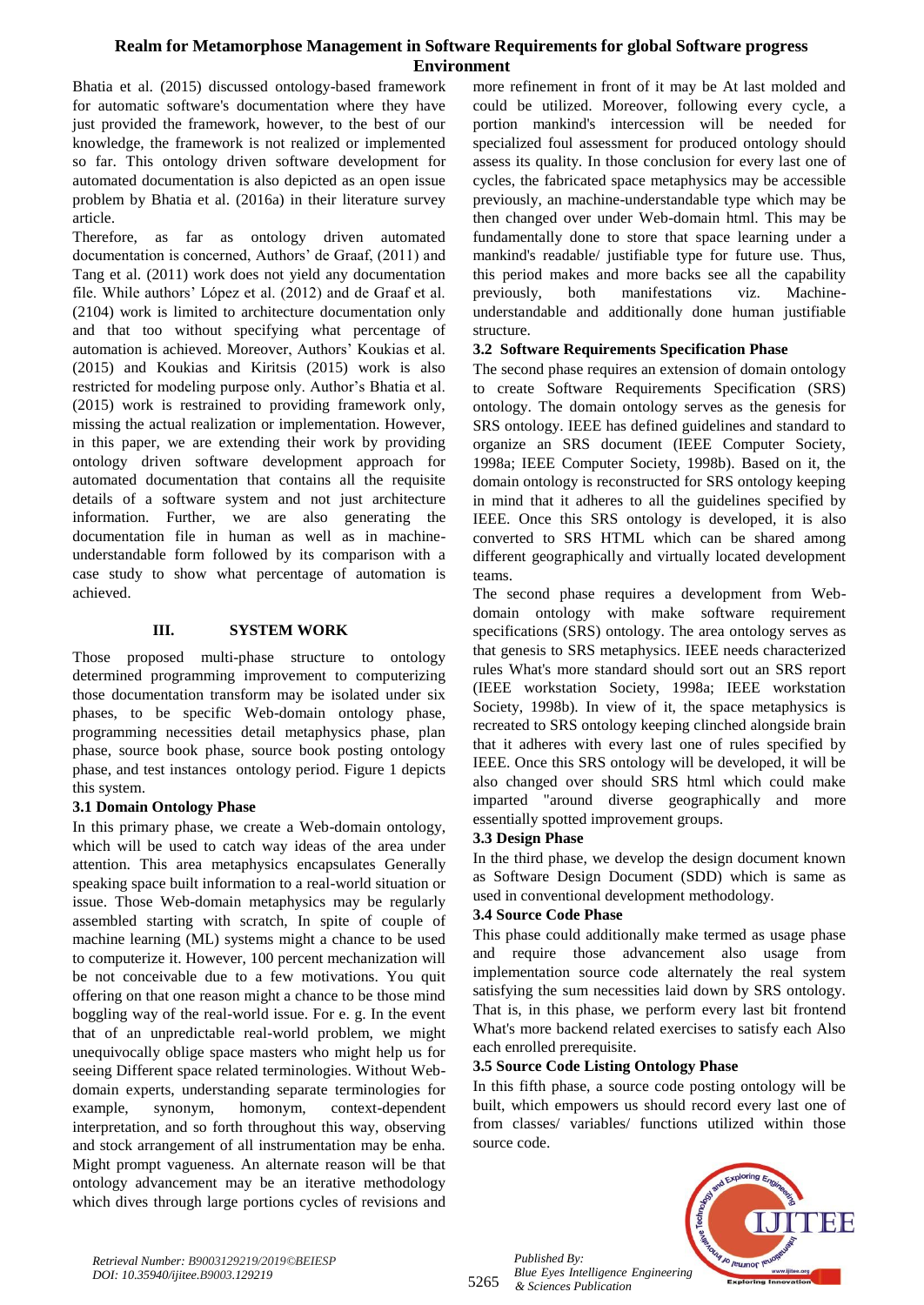Bhatia et al. (2015) discussed ontology-based framework for automatic software's documentation where they have just provided the framework, however, to the best of our knowledge, the framework is not realized or implemented so far. This ontology driven software development for automated documentation is also depicted as an open issue problem by Bhatia et al. (2016a) in their literature survey article.

Therefore, as far as ontology driven automated documentation is concerned, Authors' de Graaf, (2011) and Tang et al. (2011) work does not yield any documentation file. While authors' López et al. (2012) and de Graaf et al. (2104) work is limited to architecture documentation only and that too without specifying what percentage of automation is achieved. Moreover, Authors' Koukias et al. (2015) and Koukias and Kiritsis (2015) work is also restricted for modeling purpose only. Author's Bhatia et al. (2015) work is restrained to providing framework only, missing the actual realization or implementation. However, in this paper, we are extending their work by providing ontology driven software development approach for automated documentation that contains all the requisite details of a software system and not just architecture information. Further, we are also generating the documentation file in human as well as in machine-understandable form followed by its comparison with a case study to show what percentage of automation is achieved.

## III. SYSTEM WORK

Those proposed multi-phase structure to ontology determined programming improvement to computerizing those documentation transform may be isolated under six phases, to be specific Web-domain ontology phase, programming necessities detail metaphysics phase, plan phase, source book phase, source book posting ontology phase, and test instances ontology period. Figure 1 depicts this system.

### 3.1 Domain Ontology Phase

In this primary phase, we create a Web-domain ontology, which will be used to catch way ideas of the area under attention. This area metaphysics encapsulates Generally speaking space built information to a real-world situation or issue. Those Web-domain metaphysics may be regularly assembled starting with scratch, In spite of couple of machine learning (ML) systems might a chance to be used to computerize it. However, 100 percent mechanization will be not conceivable due to a few motivations. You quit offering on that one reason might a chance to be those mind boggling way of the real-world issue. For e. g. In the event that of an unpredictable real-world problem, we might unequivocally oblige space masters who might help us for seeing Different space related terminologies. Without Web-domain experts, understanding separate terminologies for example, synonym, homonym, context-dependent interpretation, and so forth throughout this way, observing and stock arrangement of all instrumentation may be enha. Might prompt vagueness. An alternate reason will be that ontology advancement may be an iterative methodology which dives through large portions cycles of revisions and more refinement in front of it may be At last molded and could be utilized. Moreover, following every cycle, a portion mankind's intercession will be needed for specialized foul assessment for produced ontology should assess its quality. In those conclusion for every last one of cycles, the fabricated space metaphysics may be accessible previously, an machine-understandable type which may be then changed over under Web-domain html. This may be fundamentally done to store that space learning under a mankind's readable/ justifiable type for future use. Thus, this period makes and more backs see all the capability previously, both manifestations viz. Machine-understandable and additionally done human justifiable structure.

### 3.2 Software Requirements Specification Phase

The second phase requires an extension of domain ontology to create Software Requirements Specification (SRS) ontology. The domain ontology serves as the genesis for SRS ontology. IEEE has defined guidelines and standard to organize an SRS document (IEEE Computer Society, 1998a; IEEE Computer Society, 1998b). Based on it, the domain ontology is reconstructed for SRS ontology keeping in mind that it adheres to all the guidelines specified by IEEE. Once this SRS ontology is developed, it is also converted to SRS HTML which can be shared among different geographically and virtually located development teams.

The second phase requires a development from Web-domain ontology with make software requirement specifications (SRS) ontology. The area ontology serves as that genesis to SRS metaphysics. IEEE needs characterized rules What's more standard should sort out an SRS report (IEEE workstation Society, 1998a; IEEE workstation Society, 1998b). In view of it, the space metaphysics is recreated to SRS ontology keeping clinched alongside brain that it adheres with every last one of rules specified by IEEE. Once this SRS ontology will be developed, it will be also changed over should SRS html which could make imparted "around diverse geographically and more essentially spotted improvement groups.

### 3.3 Design Phase

In the third phase, we develop the design document known as Software Design Document (SDD) which is same as used in conventional development methodology.

### 3.4 Source Code Phase

This phase could additionally make termed as usage phase and require those advancement also usage from implementation source code alternately the real system satisfying the sum necessities laid down by SRS ontology. That is, in this phase, we perform every last bit frontend What's more backend related exercises to satisfy each Also each enrolled prerequisite.

### 3.5 Source Code Listing Ontology Phase

In this fifth phase, a source code posting ontology will be built, which empowers us should record every last one of from classes/ variables/ functions utilized within those source code.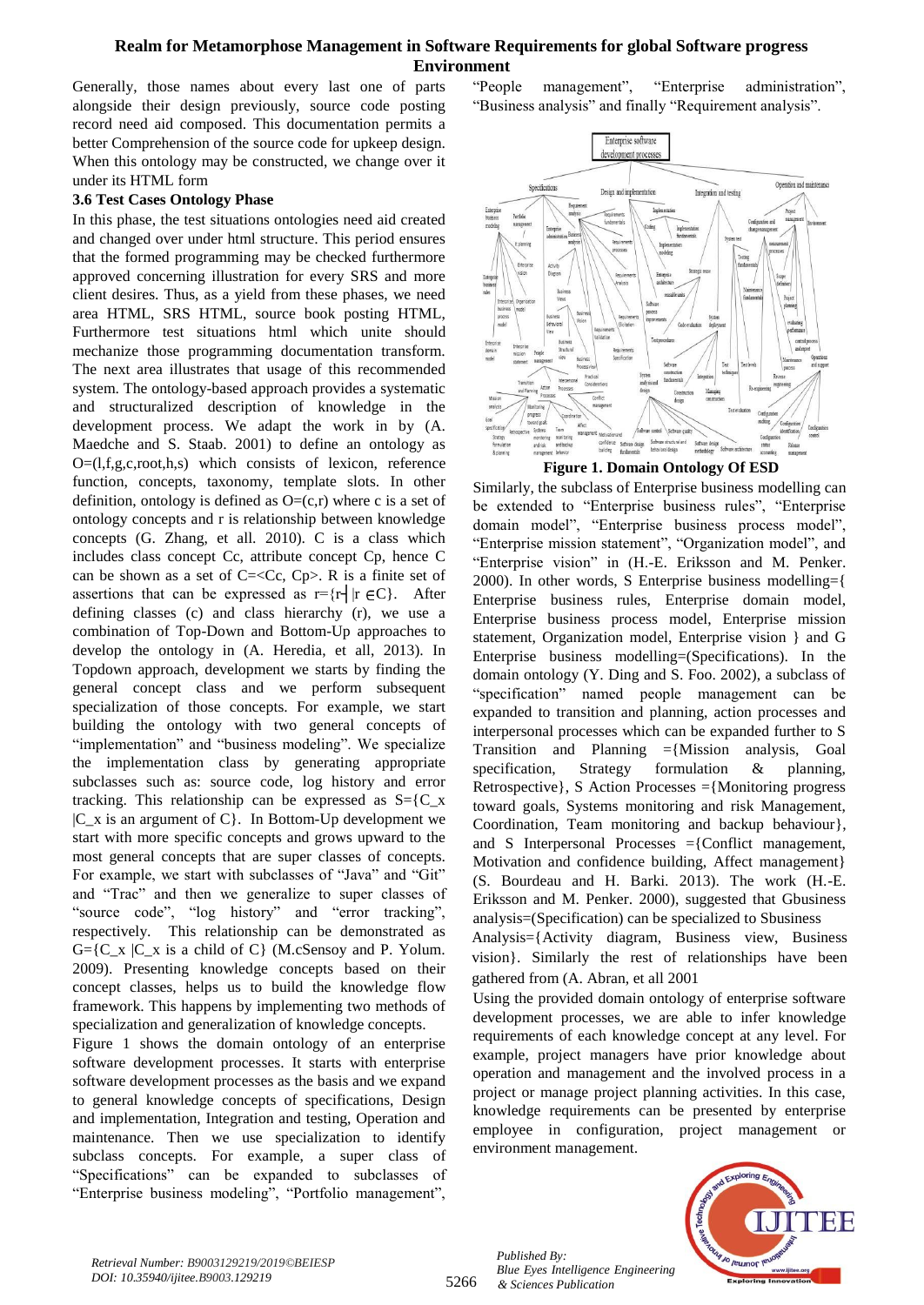Generally, those names about every last one of parts alongside their design previously, source code posting record need aid composed. This documentation permits a better Comprehension of the source code for upkeep design. When this ontology may be constructed, we change over it under its HTML form

### 3.6 Test Cases Ontology Phase

In this phase, the test situations ontologies need aid created and changed over under html structure. This period ensures that the formed programming may be checked furthermore approved concerning illustration for every SRS and more client desires. Thus, as a yield from these phases, we need area HTML, SRS HTML, source book posting HTML, Furthermore test situations html which unite should mechanize those programming documentation transform. The next area illustrates that usage of this recommended system. The ontology-based approach provides a systematic and structuralized description of knowledge in the development process. We adapt the work in by (A. Maedche and S. Staab. 2001) to define an ontology as O=(l,f,g,c,root,h,s) which consists of lexicon, reference function, concepts, taxonomy, template slots. In other definition, ontology is defined as O=(c,r) where c is a set of ontology concepts and r is relationship between knowledge concepts (G. Zhang, et all. 2010). C is a class which includes class concept Cc, attribute concept Cp, hence C can be shown as a set of C=<Cc, Cp>. R is a finite set of assertions that can be expressed as r={r┤|r ∈C}. After defining classes (c) and class hierarchy (r), we use a combination of Top-Down and Bottom-Up approaches to develop the ontology in (A. Heredia, et all, 2013). In Topdown approach, development we starts by finding the general concept class and we perform subsequent specialization of those concepts. For example, we start building the ontology with two general concepts of "implementation" and "business modeling". We specialize the implementation class by generating appropriate subclasses such as: source code, log history and error tracking. This relationship can be expressed as S={C_x |C_x is an argument of C}. In Bottom-Up development we start with more specific concepts and grows upward to the most general concepts that are super classes of concepts. For example, we start with subclasses of "Java" and "Git" and "Trac" and then we generalize to super classes of "source code", "log history" and "error tracking", respectively. This relationship can be demonstrated as G={C_x |C_x is a child of C} (M.cSensoy and P. Yolum. 2009). Presenting knowledge concepts based on their concept classes, helps us to build the knowledge flow framework. This happens by implementing two methods of specialization and generalization of knowledge concepts.

Figure 1 shows the domain ontology of an enterprise software development processes. It starts with enterprise software development processes as the basis and we expand to general knowledge concepts of specifications, Design and implementation, Integration and testing, Operation and maintenance. Then we use specialization to identify subclass concepts. For example, a super class of "Specifications" can be expanded to subclasses of "Enterprise business modeling", "Portfolio management", "People management", "Enterprise administration", "Business analysis" and finally "Requirement analysis".

**Figure 1. Domain Ontology Of ESD**

Similarly, the subclass of Enterprise business modelling can be extended to "Enterprise business rules", "Enterprise domain model", "Enterprise business process model", "Enterprise mission statement", "Organization model", and "Enterprise vision" in (H.-E. Eriksson and M. Penker. 2000). In other words, S Enterprise business modelling={ Enterprise business rules, Enterprise domain model, Enterprise business process model, Enterprise mission statement, Organization model, Enterprise vision } and G Enterprise business modelling=(Specifications). In the domain ontology (Y. Ding and S. Foo. 2002), a subclass of "specification" named people management can be expanded to transition and planning, action processes and interpersonal processes which can be expanded further to S Transition and Planning ={Mission analysis, Goal specification, Strategy formulation & planning, Retrospective}, S Action Processes ={Monitoring progress toward goals, Systems monitoring and risk Management, Coordination, Team monitoring and backup behaviour}, and S Interpersonal Processes ={Conflict management, Motivation and confidence building, Affect management} (S. Bourdeau and H. Barki. 2013). The work (H.-E. Eriksson and M. Penker. 2000), suggested that Gbusiness analysis=(Specification) can be specialized to Sbusiness Analysis={Activity diagram, Business view, Business vision}. Similarly the rest of relationships have been gathered from (A. Abran, et all 2001

Using the provided domain ontology of enterprise software development processes, we are able to infer knowledge requirements of each knowledge concept at any level. For example, project managers have prior knowledge about operation and management and the involved process in a project or manage project planning activities. In this case, knowledge requirements can be presented by enterprise employee in configuration, project management or environment management.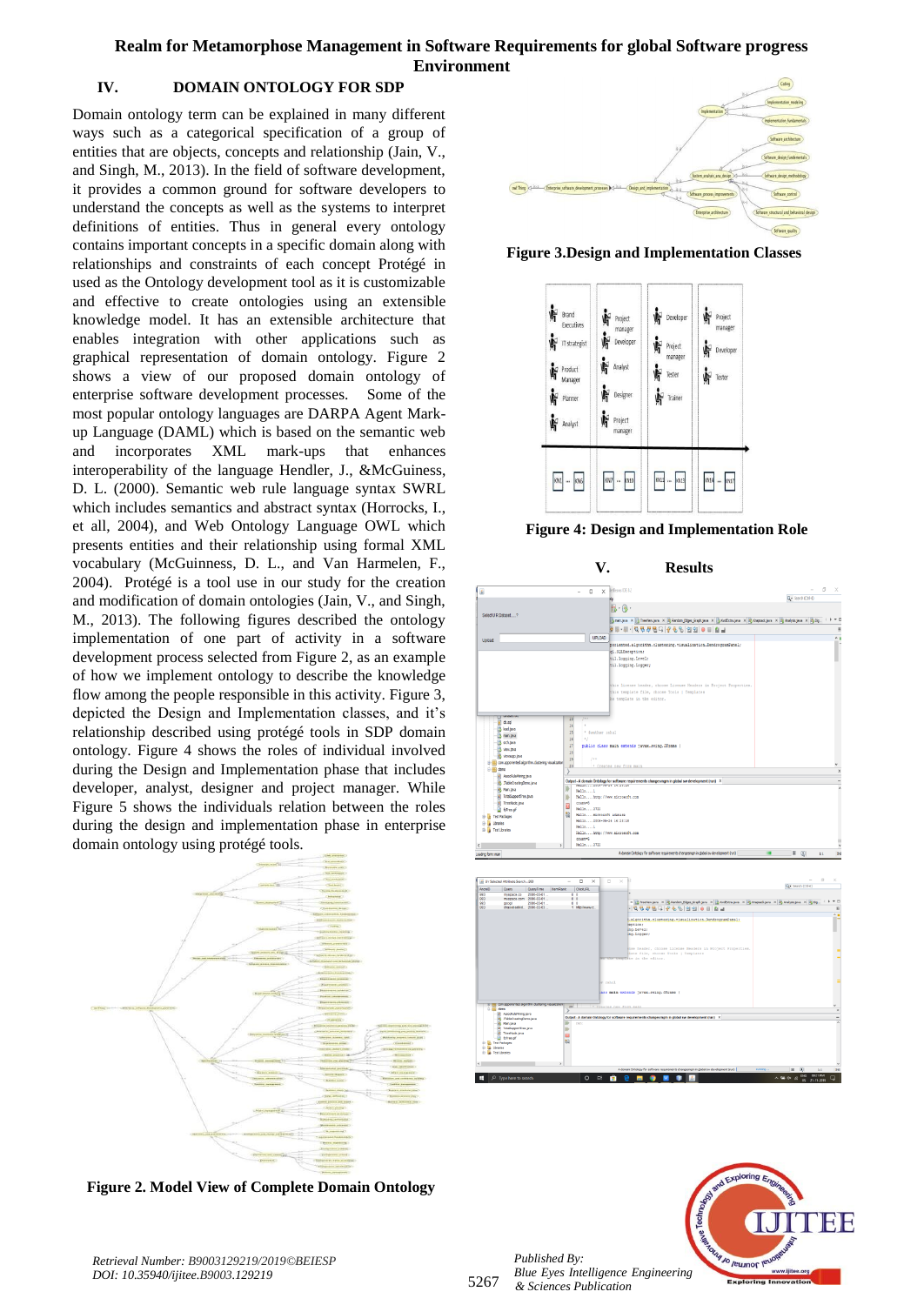## IV. DOMAIN ONTOLOGY FOR SDP

Domain ontology term can be explained in many different ways such as a categorical specification of a group of entities that are objects, concepts and relationship (Jain, V., and Singh, M., 2013). In the field of software development, it provides a common ground for software developers to understand the concepts as well as the systems to interpret definitions of entities. Thus in general every ontology contains important concepts in a specific domain along with relationships and constraints of each concept Protégé in used as the Ontology development tool as it is customizable and effective to create ontologies using an extensible knowledge model. It has an extensible architecture that enables integration with other applications such as graphical representation of domain ontology. Figure 2 shows a view of our proposed domain ontology of enterprise software development processes. Some of the most popular ontology languages are DARPA Agent Mark-up Language (DAML) which is based on the semantic web and incorporates XML mark-ups that enhances interoperability of the language Hendler, J., &McGuiness, D. L. (2000). Semantic web rule language syntax SWRL which includes semantics and abstract syntax (Horrocks, I., et all, 2004), and Web Ontology Language OWL which presents entities and their relationship using formal XML vocabulary (McGuinness, D. L., and Van Harmelen, F., 2004). Protégé is a tool use in our study for the creation and modification of domain ontologies (Jain, V., and Singh, M., 2013). The following figures described the ontology implementation of one part of activity in a software development process selected from Figure 2, as an example of how we implement ontology to describe the knowledge flow among the people responsible in this activity. Figure 3, depicted the Design and Implementation classes, and it's relationship described using protégé tools in SDP domain ontology. Figure 4 shows the roles of individual involved during the Design and Implementation phase that includes developer, analyst, designer and project manager. While Figure 5 shows the individuals relation between the roles during the design and implementation phase in enterprise domain ontology using protégé tools.

**Figure 2. Model View of Complete Domain Ontology**

**Figure 3.Design and Implementation Classes**

**Figure 4: Design and Implementation Role**

## V. Results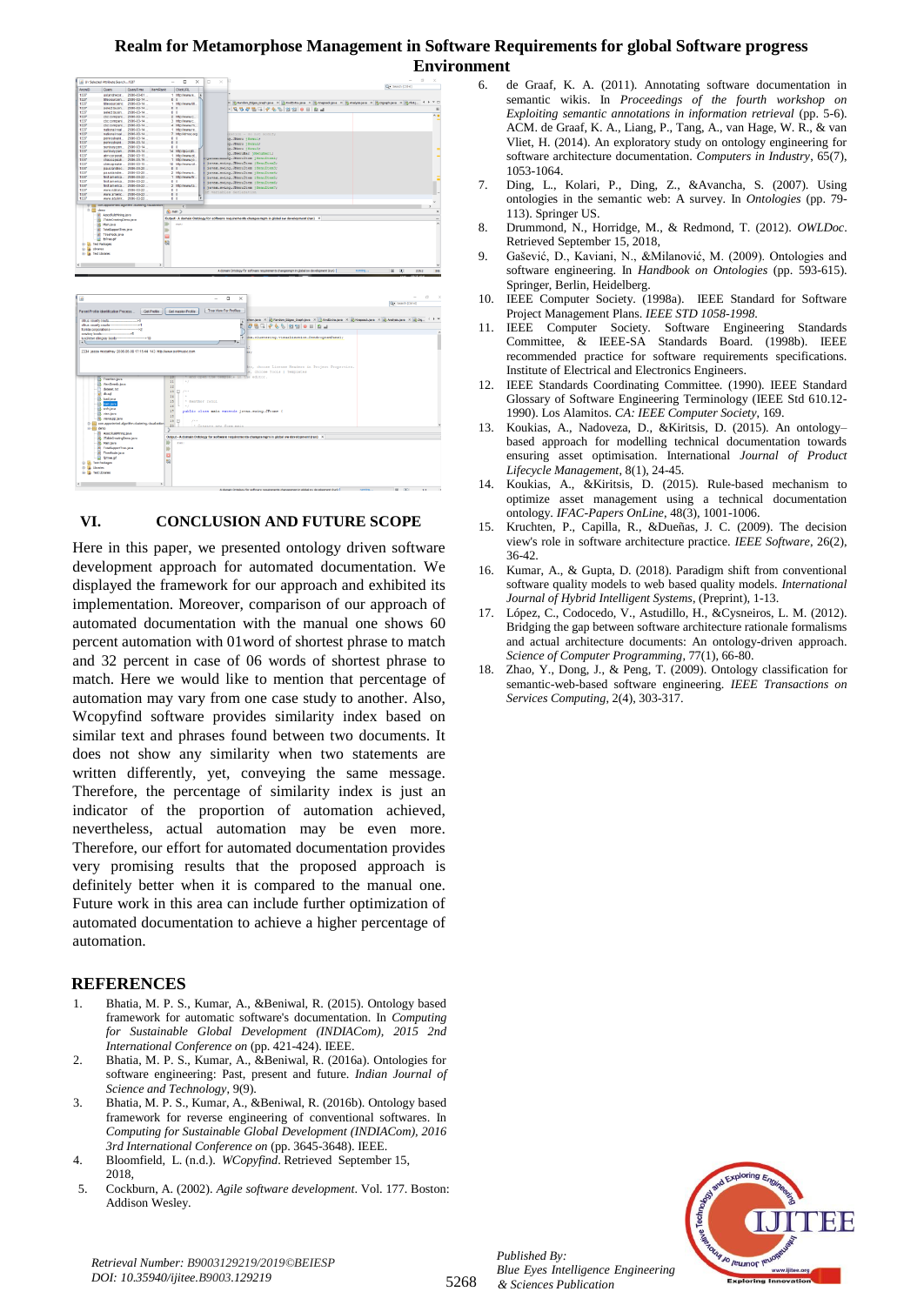## VI. CONCLUSION AND FUTURE SCOPE

Here in this paper, we presented ontology driven software development approach for automated documentation. We displayed the framework for our approach and exhibited its implementation. Moreover, comparison of our approach of automated documentation with the manual one shows 60 percent automation with 01word of shortest phrase to match and 32 percent in case of 06 words of shortest phrase to match. Here we would like to mention that percentage of automation may vary from one case study to another. Also, Wcopyfind software provides similarity index based on similar text and phrases found between two documents. It does not show any similarity when two statements are written differently, yet, conveying the same message. Therefore, the percentage of similarity index is just an indicator of the proportion of automation achieved, nevertheless, actual automation may be even more. Therefore, our effort for automated documentation provides very promising results that the proposed approach is definitely better when it is compared to the manual one. Future work in this area can include further optimization of automated documentation to achieve a higher percentage of automation.

## REFERENCES

1. Bhatia, M. P. S., Kumar, A., &Beniwal, R. (2015). Ontology based framework for automatic software's documentation. In *Computing for Sustainable Global Development (INDIACom), 2015 2nd International Conference on* (pp. 421-424). IEEE.
2. Bhatia, M. P. S., Kumar, A., &Beniwal, R. (2016a). Ontologies for software engineering: Past, present and future. *Indian Journal of Science and Technology*, 9(9).
3. Bhatia, M. P. S., Kumar, A., &Beniwal, R. (2016b). Ontology based framework for reverse engineering of conventional softwares. In *Computing for Sustainable Global Development (INDIACom), 2016 3rd International Conference on* (pp. 3645-3648). IEEE.
4. Bloomfield, L. (n.d.). *WCopyfind*. Retrieved September 15, 2018,
5. Cockburn, A. (2002). *Agile software development*. Vol. 177. Boston: Addison Wesley.
6. de Graaf, K. A. (2011). Annotating software documentation in semantic wikis. In *Proceedings of the fourth workshop on Exploiting semantic annotations in information retrieval* (pp. 5-6). ACM. de Graaf, K. A., Liang, P., Tang, A., van Hage, W. R., & van Vliet, H. (2014). An exploratory study on ontology engineering for software architecture documentation. *Computers in Industry*, 65(7), 1053-1064.
7. Ding, L., Kolari, P., Ding, Z., &Avancha, S. (2007). Using ontologies in the semantic web: A survey. In *Ontologies* (pp. 79-113). Springer US.
8. Drummond, N., Horridge, M., & Redmond, T. (2012). *OWLDoc*. Retrieved September 15, 2018,
9. Gašević, D., Kaviani, N., &Milanović, M. (2009). Ontologies and software engineering. In *Handbook on Ontologies* (pp. 593-615). Springer, Berlin, Heidelberg.
10. IEEE Computer Society. (1998a). IEEE Standard for Software Project Management Plans. *IEEE STD 1058-1998.*
11. IEEE Computer Society. Software Engineering Standards Committee, & IEEE-SA Standards Board. (1998b). IEEE recommended practice for software requirements specifications. Institute of Electrical and Electronics Engineers.
12. IEEE Standards Coordinating Committee. (1990). IEEE Standard Glossary of Software Engineering Terminology (IEEE Std 610.12-1990). Los Alamitos. *CA: IEEE Computer Society*, 169.
13. Koukias, A., Nadoveza, D., &Kiritsis, D. (2015). An ontology–based approach for modelling technical documentation towards ensuring asset optimisation. International *Journal of Product Lifecycle Management*, 8(1), 24-45.
14. Koukias, A., &Kiritsis, D. (2015). Rule-based mechanism to optimize asset management using a technical documentation ontology. *IFAC-Papers OnLine*, 48(3), 1001-1006.
15. Kruchten, P., Capilla, R., &Dueñas, J. C. (2009). The decision view's role in software architecture practice. *IEEE Software*, 26(2), 36-42.
16. Kumar, A., & Gupta, D. (2018). Paradigm shift from conventional software quality models to web based quality models. *International Journal of Hybrid Intelligent Systems*, (Preprint), 1-13.
17. López, C., Codocedo, V., Astudillo, H., &Cysneiros, L. M. (2012). Bridging the gap between software architecture rationale formalisms and actual architecture documents: An ontology-driven approach. *Science of Computer Programming*, 77(1), 66-80.
18. Zhao, Y., Dong, J., & Peng, T. (2009). Ontology classification for semantic-web-based software engineering. *IEEE Transactions on Services Computing*, 2(4), 303-317.